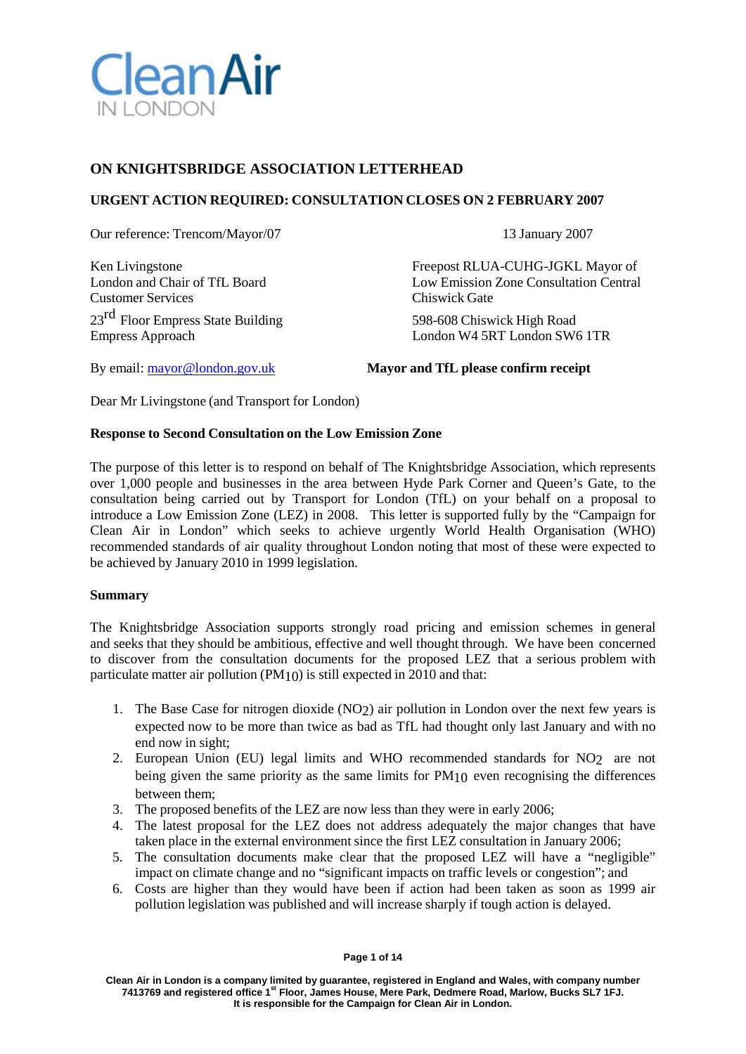Clean Air IN LONDON

**ON KNIGHTSBRIDGE ASSOCIATION LETTERHEAD**

**URGENT ACTION REQUIRED: CONSULTATION CLOSES ON 2 FEBRUARY 2007**

Our reference: Trencom/Mayor/07

13 January 2007

Ken Livingstone
London and Chair of TfL Board
Customer Services
23rd Floor Empress State Building
Empress Approach

Freepost RLUA-CUHG-JGKL Mayor of
Low Emission Zone Consultation Central
Chiswick Gate
598-608 Chiswick High Road
London W4 5RT London SW6 1TR

By email: mayor@london.gov.uk

**Mayor and TfL please confirm receipt**

Dear Mr Livingstone (and Transport for London)

**Response to Second Consultation on the Low Emission Zone**

The purpose of this letter is to respond on behalf of The Knightsbridge Association, which represents over 1,000 people and businesses in the area between Hyde Park Corner and Queen's Gate, to the consultation being carried out by Transport for London (TfL) on your behalf on a proposal to introduce a Low Emission Zone (LEZ) in 2008. This letter is supported fully by the "Campaign for Clean Air in London" which seeks to achieve urgently World Health Organisation (WHO) recommended standards of air quality throughout London noting that most of these were expected to be achieved by January 2010 in 1999 legislation.

**Summary**

The Knightsbridge Association supports strongly road pricing and emission schemes in general and seeks that they should be ambitious, effective and well thought through. We have been concerned to discover from the consultation documents for the proposed LEZ that a serious problem with particulate matter air pollution ($PM_{10}$) is still expected in 2010 and that:

1. The Base Case for nitrogen dioxide ($NO_2$) air pollution in London over the next few years is expected now to be more than twice as bad as TfL had thought only last January and with no end now in sight;
2. European Union (EU) legal limits and WHO recommended standards for $NO_2$ are not being given the same priority as the same limits for $PM_{10}$ even recognising the differences between them;
3. The proposed benefits of the LEZ are now less than they were in early 2006;
4. The latest proposal for the LEZ does not address adequately the major changes that have taken place in the external environment since the first LEZ consultation in January 2006;
5. The consultation documents make clear that the proposed LEZ will have a "negligible" impact on climate change and no "significant impacts on traffic levels or congestion"; and
6. Costs are higher than they would have been if action had been taken as soon as 1999 air pollution legislation was published and will increase sharply if tough action is delayed.

Clean Air in London is a company limited by guarantee, registered in England and Wales, with company number 7413769 and registered office 1st Floor, James House, Mere Park, Dedmere Road, Marlow, Bucks SL7 1FJ.
It is responsible for the Campaign for Clean Air in London.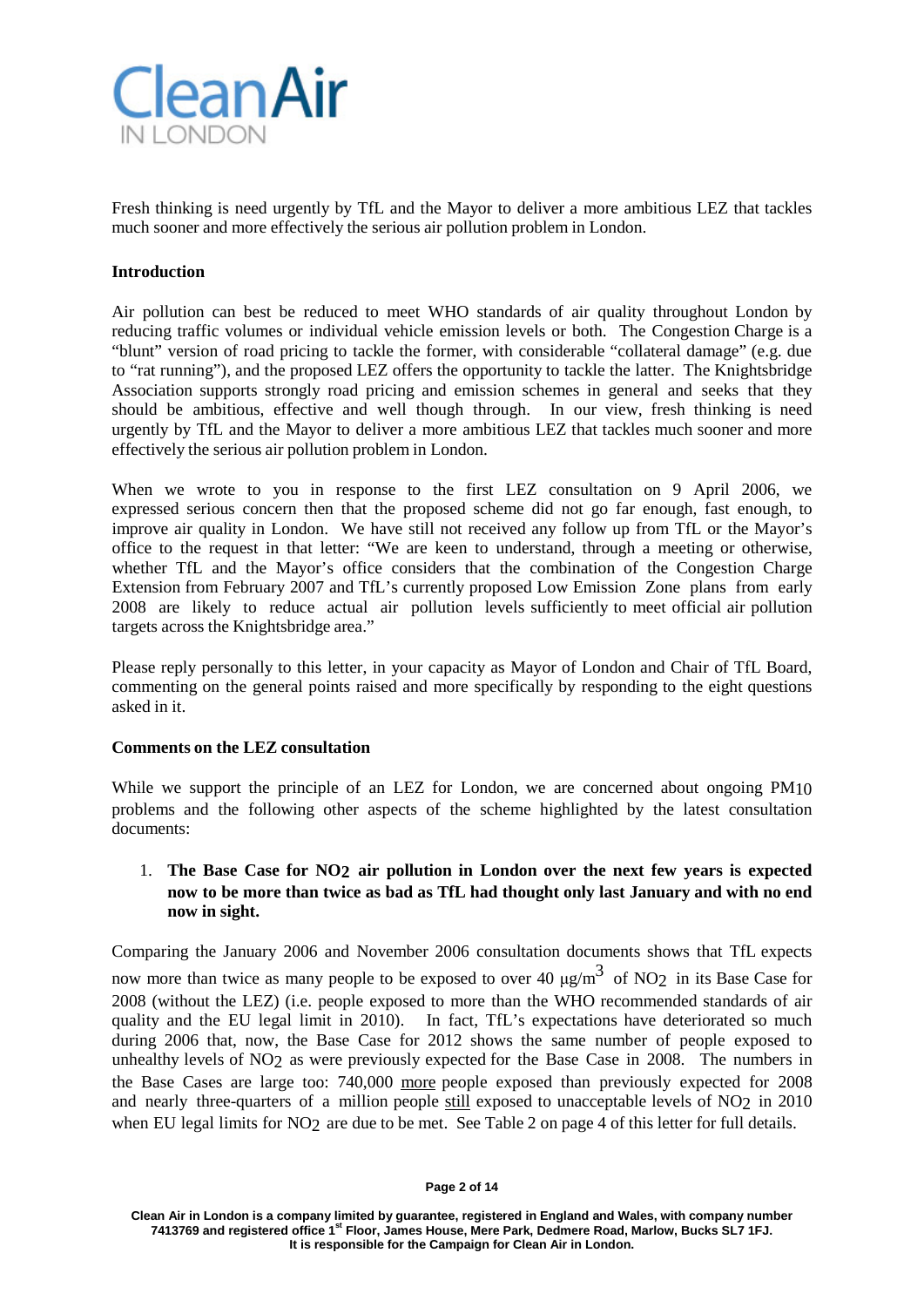Fresh thinking is need urgently by TfL and the Mayor to deliver a more ambitious LEZ that tackles much sooner and more effectively the serious air pollution problem in London.

**Introduction**

Air pollution can best be reduced to meet WHO standards of air quality throughout London by reducing traffic volumes or individual vehicle emission levels or both. The Congestion Charge is a "blunt" version of road pricing to tackle the former, with considerable "collateral damage" (e.g. due to "rat running"), and the proposed LEZ offers the opportunity to tackle the latter. The Knightsbridge Association supports strongly road pricing and emission schemes in general and seeks that they should be ambitious, effective and well though through. In our view, fresh thinking is need urgently by TfL and the Mayor to deliver a more ambitious LEZ that tackles much sooner and more effectively the serious air pollution problem in London.

When we wrote to you in response to the first LEZ consultation on 9 April 2006, we expressed serious concern then that the proposed scheme did not go far enough, fast enough, to improve air quality in London. We have still not received any follow up from TfL or the Mayor's office to the request in that letter: "We are keen to understand, through a meeting or otherwise, whether TfL and the Mayor's office considers that the combination of the Congestion Charge Extension from February 2007 and TfL's currently proposed Low Emission Zone plans from early 2008 are likely to reduce actual air pollution levels sufficiently to meet official air pollution targets across the Knightsbridge area."

Please reply personally to this letter, in your capacity as Mayor of London and Chair of TfL Board, commenting on the general points raised and more specifically by responding to the eight questions asked in it.

**Comments on the LEZ consultation**

While we support the principle of an LEZ for London, we are concerned about ongoing $PM_{10}$ problems and the following other aspects of the scheme highlighted by the latest consultation documents:

1. **The Base Case for $NO_2$ air pollution in London over the next few years is expected now to be more than twice as bad as TfL had thought only last January and with no end now in sight.**

Comparing the January 2006 and November 2006 consultation documents shows that TfL expects now more than twice as many people to be exposed to over 40 $\mu g/m^3$ of $NO_2$ in its Base Case for 2008 (without the LEZ) (i.e. people exposed to more than the WHO recommended standards of air quality and the EU legal limit in 2010). In fact, TfL's expectations have deteriorated so much during 2006 that, now, the Base Case for 2012 shows the same number of people exposed to unhealthy levels of $NO_2$ as were previously expected for the Base Case in 2008. The numbers in the Base Cases are large too: 740,000 <u>more</u> people exposed than previously expected for 2008 and nearly three-quarters of a million people <u>still</u> exposed to unacceptable levels of $NO_2$ in 2010 when EU legal limits for $NO_2$ are due to be met. See Table 2 on page 4 of this letter for full details.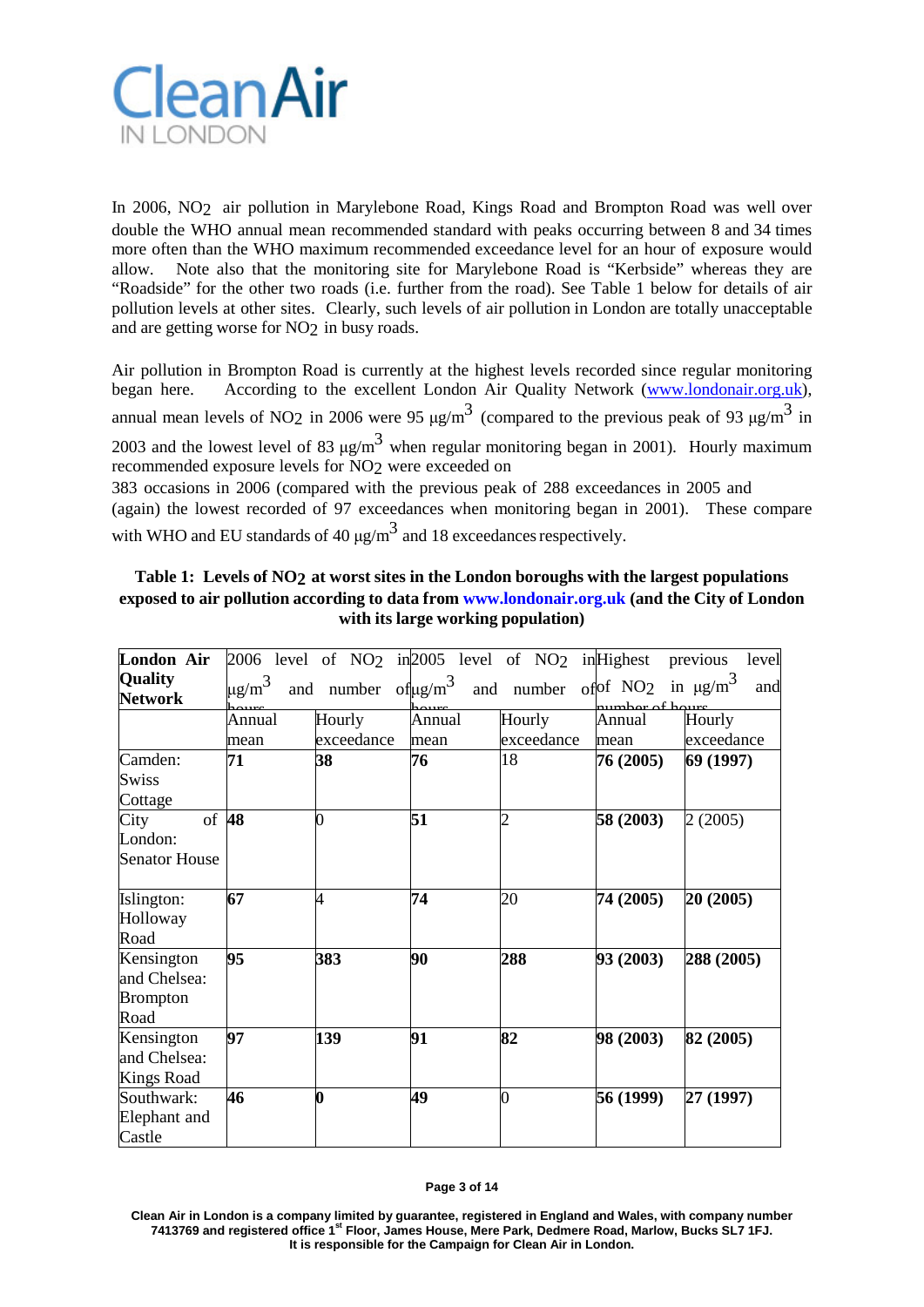In 2006, $NO_2$ air pollution in Marylebone Road, Kings Road and Brompton Road was well over double the WHO annual mean recommended standard with peaks occurring between 8 and 34 times more often than the WHO maximum recommended exceedance level for an hour of exposure would allow. Note also that the monitoring site for Marylebone Road is "Kerbside" whereas they are "Roadside" for the other two roads (i.e. further from the road). See Table 1 below for details of air pollution levels at other sites. Clearly, such levels of air pollution in London are totally unacceptable and are getting worse for $NO_2$ in busy roads.

Air pollution in Brompton Road is currently at the highest levels recorded since regular monitoring began here. According to the excellent London Air Quality Network (www.londonair.org.uk), annual mean levels of $NO_2$ in 2006 were 95 $\mu g/m^3$ (compared to the previous peak of 93 $\mu g/m^3$ in 2003 and the lowest level of 83 $\mu g/m^3$ when regular monitoring began in 2001). Hourly maximum recommended exposure levels for $NO_2$ were exceeded on 383 occasions in 2006 (compared with the previous peak of 288 exceedances in 2005 and (again) the lowest recorded of 97 exceedances when monitoring began in 2001). These compare with WHO and EU standards of 40 $\mu g/m^3$ and 18 exceedances respectively.

**Table 1: Levels of $NO_2$ at worst sites in the London boroughs with the largest populations exposed to air pollution according to data from www.londonair.org.uk (and the City of London with its large working population)**

| London Air Quality Network | 2006 level of $NO_2$ in $\mu g/m^3$ and number of hours | | 2005 level of $NO_2$ in $\mu g/m^3$ and number of hours | | Highest previous level of $NO_2$ in $\mu g/m^3$ and number of hours | |
|---|---|---|---|---|---|---|
| | Annual mean | Hourly exceedance | Annual mean | Hourly exceedance | Annual mean | Hourly exceedance |
| Camden: Swiss Cottage | **71** | **38** | **76** | 18 | **76 (2005)** | **69 (1997)** |
| City of London: Senator House | **48** | 0 | **51** | 2 | **58 (2003)** | 2 (2005) |
| Islington: Holloway Road | **67** | 4 | **74** | 20 | **74 (2005)** | **20 (2005)** |
| Kensington and Chelsea: Brompton Road | **95** | **383** | **90** | **288** | **93 (2003)** | **288 (2005)** |
| Kensington and Chelsea: Kings Road | **97** | **139** | **91** | **82** | **98 (2003)** | **82 (2005)** |
| Southwark: Elephant and Castle | **46** | **0** | **49** | 0 | **56 (1999)** | **27 (1997)** |

**Clean Air in London is a company limited by guarantee, registered in England and Wales, with company number 7413769 and registered office 1st Floor, James House, Mere Park, Dedmere Road, Marlow, Bucks SL7 1FJ. It is responsible for the Campaign for Clean Air in London.**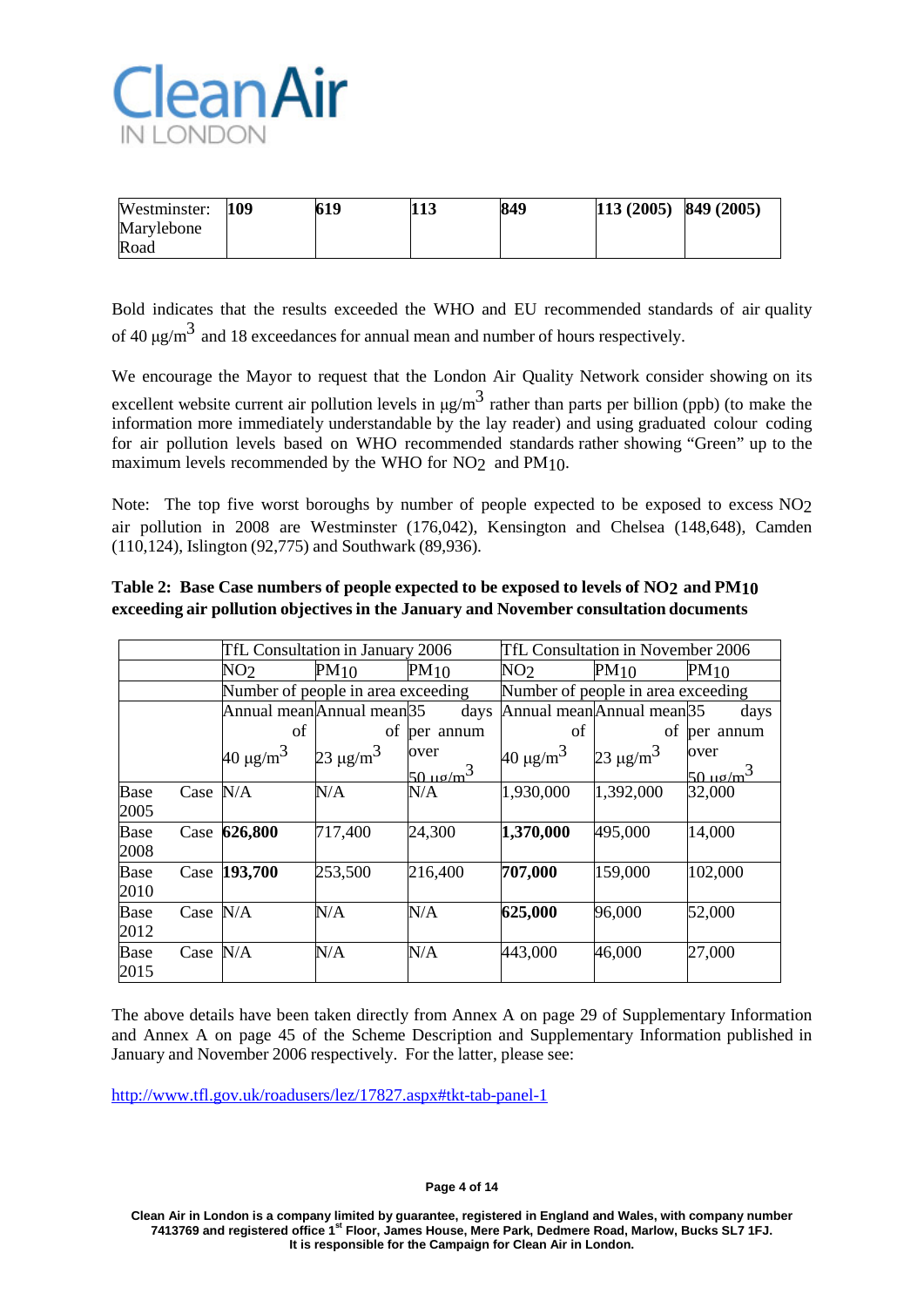| | | | | | | |
|---|---|---|---|---|---|---|
| Westminster: Marylebone Road | **109** | **619** | **113** | **849** | **113 (2005)** | **849 (2005)** |

Bold indicates that the results exceeded the WHO and EU recommended standards of air quality of 40 μg/$m^3$ and 18 exceedances for annual mean and number of hours respectively.

We encourage the Mayor to request that the London Air Quality Network consider showing on its excellent website current air pollution levels in μg/$m^3$ rather than parts per billion (ppb) (to make the information more immediately understandable by the lay reader) and using graduated colour coding for air pollution levels based on WHO recommended standards rather showing "Green" up to the maximum levels recommended by the WHO for $NO_2$ and $PM_{10}$.

Note: The top five worst boroughs by number of people expected to be exposed to excess $NO_2$ air pollution in 2008 are Westminster (176,042), Kensington and Chelsea (148,648), Camden (110,124), Islington (92,775) and Southwark (89,936).

**Table 2: Base Case numbers of people expected to be exposed to levels of $NO_2$ and $PM_{10}$ exceeding air pollution objectives in the January and November consultation documents**

| | TfL Consultation in January 2006 | | | TfL Consultation in November 2006 | | |
|---|---|---|---|---|---|---|
| | $NO_2$ | $PM_{10}$ | $PM_{10}$ | $NO_2$ | $PM_{10}$ | $PM_{10}$ |
| | Number of people in area exceeding | | | Number of people in area exceeding | | |
| | Annual mean of 40 μg/$m^3$ | Annual mean of 23 μg/$m^3$ | 35 days per annum over 50 μg/$m^3$ | Annual mean of 40 μg/$m^3$ | Annual mean of 23 μg/$m^3$ | 35 days per annum over 50 μg/$m^3$ |
| Base Case 2005 | N/A | N/A | N/A | 1,930,000 | 1,392,000 | 32,000 |
| Base Case 2008 | **626,800** | 717,400 | 24,300 | **1,370,000** | 495,000 | 14,000 |
| Base Case 2010 | **193,700** | 253,500 | 216,400 | **707,000** | 159,000 | 102,000 |
| Base Case 2012 | N/A | N/A | N/A | **625,000** | 96,000 | 52,000 |
| Base Case 2015 | N/A | N/A | N/A | 443,000 | 46,000 | 27,000 |

The above details have been taken directly from Annex A on page 29 of Supplementary Information and Annex A on page 45 of the Scheme Description and Supplementary Information published in January and November 2006 respectively. For the latter, please see:

http://www.tfl.gov.uk/roadusers/lez/17827.aspx#tkt-tab-panel-1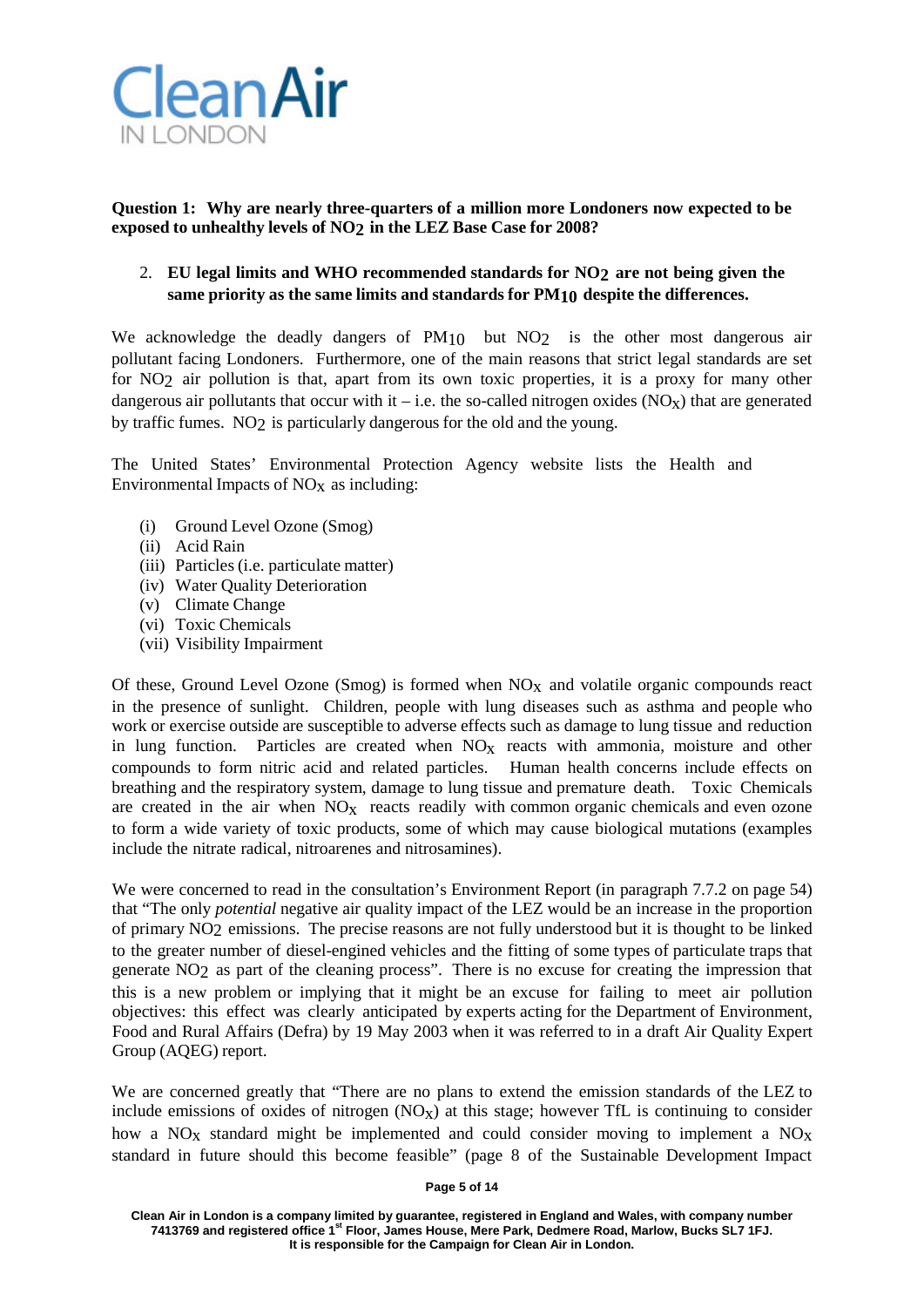**Question 1: Why are nearly three-quarters of a million more Londoners now expected to be exposed to unhealthy levels of $NO_2$ in the LEZ Base Case for 2008?**

2. **EU legal limits and WHO recommended standards for $NO_2$ are not being given the same priority as the same limits and standards for $PM_{10}$ despite the differences.**

We acknowledge the deadly dangers of $PM_{10}$ but $NO_2$ is the other most dangerous air pollutant facing Londoners. Furthermore, one of the main reasons that strict legal standards are set for $NO_2$ air pollution is that, apart from its own toxic properties, it is a proxy for many other dangerous air pollutants that occur with it – i.e. the so-called nitrogen oxides ($NO_X$) that are generated by traffic fumes. $NO_2$ is particularly dangerous for the old and the young.

The United States' Environmental Protection Agency website lists the Health and Environmental Impacts of $NO_X$ as including:

(i) Ground Level Ozone (Smog)
(ii) Acid Rain
(iii) Particles (i.e. particulate matter)
(iv) Water Quality Deterioration
(v) Climate Change
(vi) Toxic Chemicals
(vii) Visibility Impairment

Of these, Ground Level Ozone (Smog) is formed when $NO_X$ and volatile organic compounds react in the presence of sunlight. Children, people with lung diseases such as asthma and people who work or exercise outside are susceptible to adverse effects such as damage to lung tissue and reduction in lung function. Particles are created when $NO_X$ reacts with ammonia, moisture and other compounds to form nitric acid and related particles. Human health concerns include effects on breathing and the respiratory system, damage to lung tissue and premature death. Toxic Chemicals are created in the air when $NO_X$ reacts readily with common organic chemicals and even ozone to form a wide variety of toxic products, some of which may cause biological mutations (examples include the nitrate radical, nitroarenes and nitrosamines).

We were concerned to read in the consultation's Environment Report (in paragraph 7.7.2 on page 54) that "The only *potential* negative air quality impact of the LEZ would be an increase in the proportion of primary $NO_2$ emissions. The precise reasons are not fully understood but it is thought to be linked to the greater number of diesel-engined vehicles and the fitting of some types of particulate traps that generate $NO_2$ as part of the cleaning process". There is no excuse for creating the impression that this is a new problem or implying that it might be an excuse for failing to meet air pollution objectives: this effect was clearly anticipated by experts acting for the Department of Environment, Food and Rural Affairs (Defra) by 19 May 2003 when it was referred to in a draft Air Quality Expert Group (AQEG) report.

We are concerned greatly that "There are no plans to extend the emission standards of the LEZ to include emissions of oxides of nitrogen ($NO_X$) at this stage; however TfL is continuing to consider how a $NO_X$ standard might be implemented and could consider moving to implement a $NO_X$ standard in future should this become feasible" (page 8 of the Sustainable Development Impact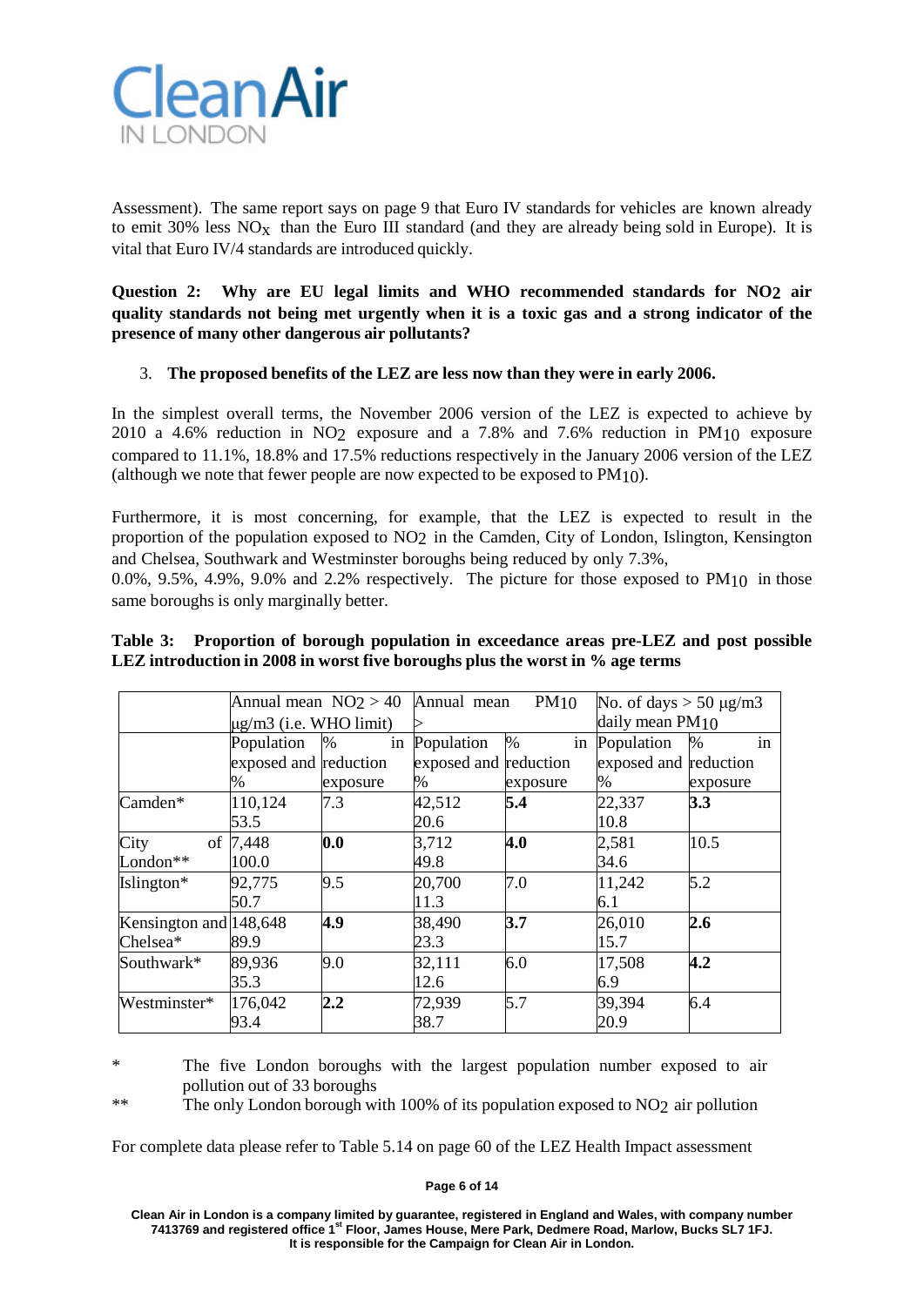Assessment). The same report says on page 9 that Euro IV standards for vehicles are known already to emit 30% less $NO_x$ than the Euro III standard (and they are already being sold in Europe). It is vital that Euro IV/4 standards are introduced quickly.

**Question 2: Why are EU legal limits and WHO recommended standards for $NO_2$ air quality standards not being met urgently when it is a toxic gas and a strong indicator of the presence of many other dangerous air pollutants?**

3. **The proposed benefits of the LEZ are less now than they were in early 2006.**

In the simplest overall terms, the November 2006 version of the LEZ is expected to achieve by 2010 a 4.6% reduction in $NO_2$ exposure and a 7.8% and 7.6% reduction in $PM_{10}$ exposure compared to 11.1%, 18.8% and 17.5% reductions respectively in the January 2006 version of the LEZ (although we note that fewer people are now expected to be exposed to $PM_{10}$).

Furthermore, it is most concerning, for example, that the LEZ is expected to result in the proportion of the population exposed to $NO_2$ in the Camden, City of London, Islington, Kensington and Chelsea, Southwark and Westminster boroughs being reduced by only 7.3%, 0.0%, 9.5%, 4.9%, 9.0% and 2.2% respectively. The picture for those exposed to $PM_{10}$ in those same boroughs is only marginally better.

**Table 3: Proportion of borough population in exceedance areas pre-LEZ and post possible LEZ introduction in 2008 in worst five boroughs plus the worst in % age terms**

| | Annual mean $NO_2$ > 40 μg/m3 (i.e. WHO limit) | | Annual mean $PM_{10}$ > | | No. of days > 50 μg/m3 daily mean $PM_{10}$ | |
|---|---|---|---|---|---|---|
| | Population exposed and % | % in reduction exposure | Population exposed and % | % in reduction exposure | Population exposed and % | % in reduction exposure |
| Camden* | 110,124 53.5 | 7.3 | 42,512 20.6 | **5.4** | 22,337 10.8 | **3.3** |
| City of London** | 7,448 100.0 | **0.0** | 3,712 49.8 | **4.0** | 2,581 34.6 | 10.5 |
| Islington* | 92,775 50.7 | 9.5 | 20,700 11.3 | 7.0 | 11,242 6.1 | 5.2 |
| Kensington and Chelsea* | 148,648 89.9 | **4.9** | 38,490 23.3 | **3.7** | 26,010 15.7 | **2.6** |
| Southwark* | 89,936 35.3 | 9.0 | 32,111 12.6 | 6.0 | 17,508 6.9 | **4.2** |
| Westminster* | 176,042 93.4 | **2.2** | 72,939 38.7 | 5.7 | 39,394 20.9 | 6.4 |

\* The five London boroughs with the largest population number exposed to air pollution out of 33 boroughs

\** The only London borough with 100% of its population exposed to $NO_2$ air pollution

For complete data please refer to Table 5.14 on page 60 of the LEZ Health Impact assessment

Clean Air in London is a company limited by guarantee, registered in England and Wales, with company number 7413769 and registered office 1st Floor, James House, Mere Park, Dedmere Road, Marlow, Bucks SL7 1FJ. It is responsible for the Campaign for Clean Air in London.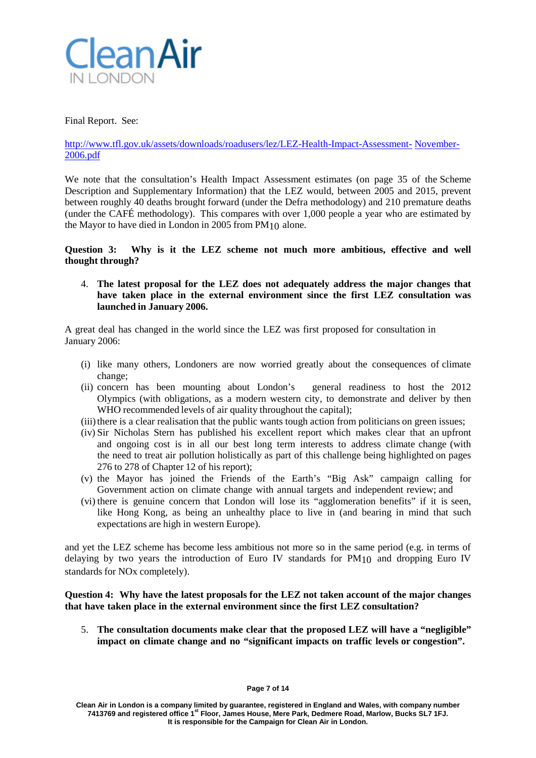Final Report. See:

http://www.tfl.gov.uk/assets/downloads/roadusers/lez/LEZ-Health-Impact-Assessment- November-2006.pdf

We note that the consultation's Health Impact Assessment estimates (on page 35 of the Scheme Description and Supplementary Information) that the LEZ would, between 2005 and 2015, prevent between roughly 40 deaths brought forward (under the Defra methodology) and 210 premature deaths (under the CAFÉ methodology). This compares with over 1,000 people a year who are estimated by the Mayor to have died in London in 2005 from $PM_{10}$ alone.

**Question 3: Why is it the LEZ scheme not much more ambitious, effective and well thought through?**

4. **The latest proposal for the LEZ does not adequately address the major changes that have taken place in the external environment since the first LEZ consultation was launched in January 2006.**

A great deal has changed in the world since the LEZ was first proposed for consultation in January 2006:

(i) like many others, Londoners are now worried greatly about the consequences of climate change;
(ii) concern has been mounting about London's general readiness to host the 2012 Olympics (with obligations, as a modern western city, to demonstrate and deliver by then WHO recommended levels of air quality throughout the capital);
(iii) there is a clear realisation that the public wants tough action from politicians on green issues;
(iv) Sir Nicholas Stern has published his excellent report which makes clear that an upfront and ongoing cost is in all our best long term interests to address climate change (with the need to treat air pollution holistically as part of this challenge being highlighted on pages 276 to 278 of Chapter 12 of his report);
(v) the Mayor has joined the Friends of the Earth's "Big Ask" campaign calling for Government action on climate change with annual targets and independent review; and
(vi) there is genuine concern that London will lose its "agglomeration benefits" if it is seen, like Hong Kong, as being an unhealthy place to live in (and bearing in mind that such expectations are high in western Europe).

and yet the LEZ scheme has become less ambitious not more so in the same period (e.g. in terms of delaying by two years the introduction of Euro IV standards for $PM_{10}$ and dropping Euro IV standards for NOx completely).

**Question 4: Why have the latest proposals for the LEZ not taken account of the major changes that have taken place in the external environment since the first LEZ consultation?**

5. **The consultation documents make clear that the proposed LEZ will have a "negligible" impact on climate change and no "significant impacts on traffic levels or congestion".**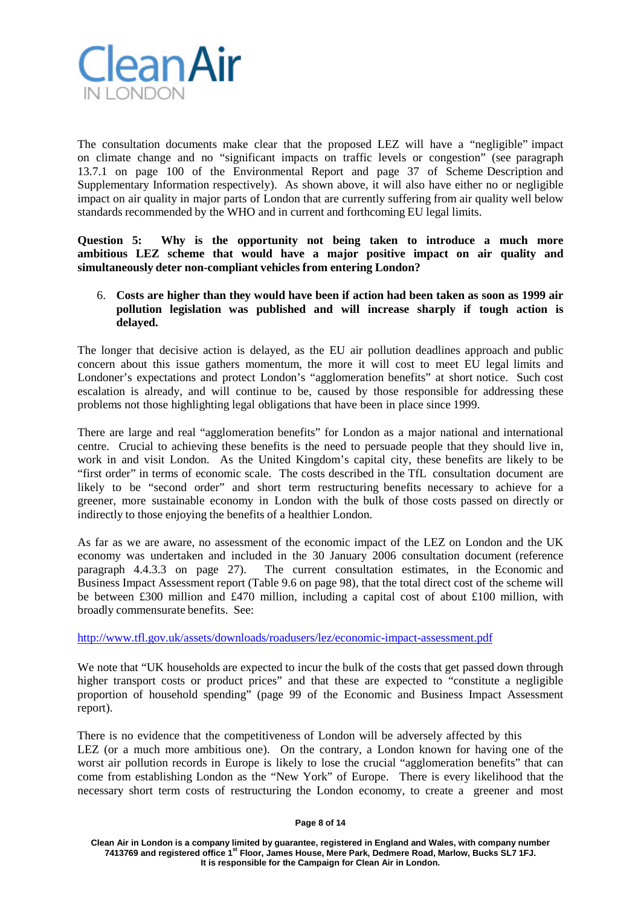The consultation documents make clear that the proposed LEZ will have a "negligible" impact on climate change and no "significant impacts on traffic levels or congestion" (see paragraph 13.7.1 on page 100 of the Environmental Report and page 37 of Scheme Description and Supplementary Information respectively). As shown above, it will also have either no or negligible impact on air quality in major parts of London that are currently suffering from air quality well below standards recommended by the WHO and in current and forthcoming EU legal limits.

**Question 5: Why is the opportunity not being taken to introduce a much more ambitious LEZ scheme that would have a major positive impact on air quality and simultaneously deter non-compliant vehicles from entering London?**

6. **Costs are higher than they would have been if action had been taken as soon as 1999 air pollution legislation was published and will increase sharply if tough action is delayed.**

The longer that decisive action is delayed, as the EU air pollution deadlines approach and public concern about this issue gathers momentum, the more it will cost to meet EU legal limits and Londoner's expectations and protect London's "agglomeration benefits" at short notice. Such cost escalation is already, and will continue to be, caused by those responsible for addressing these problems not those highlighting legal obligations that have been in place since 1999.

There are large and real "agglomeration benefits" for London as a major national and international centre. Crucial to achieving these benefits is the need to persuade people that they should live in, work in and visit London. As the United Kingdom's capital city, these benefits are likely to be "first order" in terms of economic scale. The costs described in the TfL consultation document are likely to be "second order" and short term restructuring benefits necessary to achieve for a greener, more sustainable economy in London with the bulk of those costs passed on directly or indirectly to those enjoying the benefits of a healthier London.

As far as we are aware, no assessment of the economic impact of the LEZ on London and the UK economy was undertaken and included in the 30 January 2006 consultation document (reference paragraph 4.4.3.3 on page 27). The current consultation estimates, in the Economic and Business Impact Assessment report (Table 9.6 on page 98), that the total direct cost of the scheme will be between £300 million and £470 million, including a capital cost of about £100 million, with broadly commensurate benefits. See:

http://www.tfl.gov.uk/assets/downloads/roadusers/lez/economic-impact-assessment.pdf

We note that "UK households are expected to incur the bulk of the costs that get passed down through higher transport costs or product prices" and that these are expected to "constitute a negligible proportion of household spending" (page 99 of the Economic and Business Impact Assessment report).

There is no evidence that the competitiveness of London will be adversely affected by this LEZ (or a much more ambitious one). On the contrary, a London known for having one of the worst air pollution records in Europe is likely to lose the crucial "agglomeration benefits" that can come from establishing London as the "New York" of Europe. There is every likelihood that the necessary short term costs of restructuring the London economy, to create a greener and most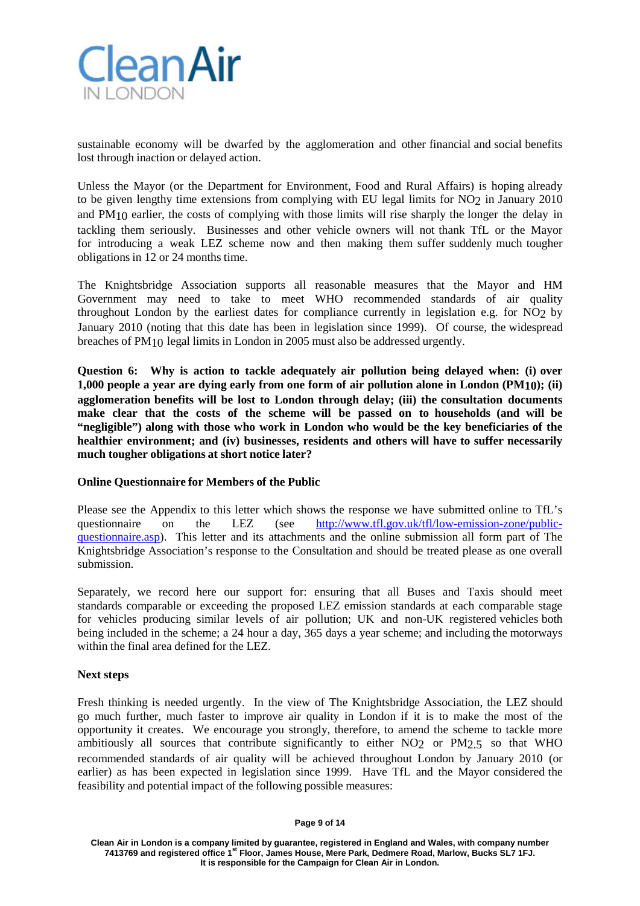sustainable economy will be dwarfed by the agglomeration and other financial and social benefits lost through inaction or delayed action.

Unless the Mayor (or the Department for Environment, Food and Rural Affairs) is hoping already to be given lengthy time extensions from complying with EU legal limits for $NO_2$ in January 2010 and $PM_{10}$ earlier, the costs of complying with those limits will rise sharply the longer the delay in tackling them seriously. Businesses and other vehicle owners will not thank TfL or the Mayor for introducing a weak LEZ scheme now and then making them suffer suddenly much tougher obligations in 12 or 24 months time.

The Knightsbridge Association supports all reasonable measures that the Mayor and HM Government may need to take to meet WHO recommended standards of air quality throughout London by the earliest dates for compliance currently in legislation e.g. for $NO_2$ by January 2010 (noting that this date has been in legislation since 1999). Of course, the widespread breaches of $PM_{10}$ legal limits in London in 2005 must also be addressed urgently.

**Question 6: Why is action to tackle adequately air pollution being delayed when: (i) over 1,000 people a year are dying early from one form of air pollution alone in London ($PM_{10}$); (ii) agglomeration benefits will be lost to London through delay; (iii) the consultation documents make clear that the costs of the scheme will be passed on to households (and will be "negligible") along with those who work in London who would be the key beneficiaries of the healthier environment; and (iv) businesses, residents and others will have to suffer necessarily much tougher obligations at short notice later?**

**Online Questionnaire for Members of the Public**

Please see the Appendix to this letter which shows the response we have submitted online to TfL's questionnaire on the LEZ (see http://www.tfl.gov.uk/tfl/low-emission-zone/public-questionnaire.asp). This letter and its attachments and the online submission all form part of The Knightsbridge Association's response to the Consultation and should be treated please as one overall submission.

Separately, we record here our support for: ensuring that all Buses and Taxis should meet standards comparable or exceeding the proposed LEZ emission standards at each comparable stage for vehicles producing similar levels of air pollution; UK and non-UK registered vehicles both being included in the scheme; a 24 hour a day, 365 days a year scheme; and including the motorways within the final area defined for the LEZ.

**Next steps**

Fresh thinking is needed urgently. In the view of The Knightsbridge Association, the LEZ should go much further, much faster to improve air quality in London if it is to make the most of the opportunity it creates. We encourage you strongly, therefore, to amend the scheme to tackle more ambitiously all sources that contribute significantly to either $NO_2$ or $PM_{2.5}$ so that WHO recommended standards of air quality will be achieved throughout London by January 2010 (or earlier) as has been expected in legislation since 1999. Have TfL and the Mayor considered the feasibility and potential impact of the following possible measures: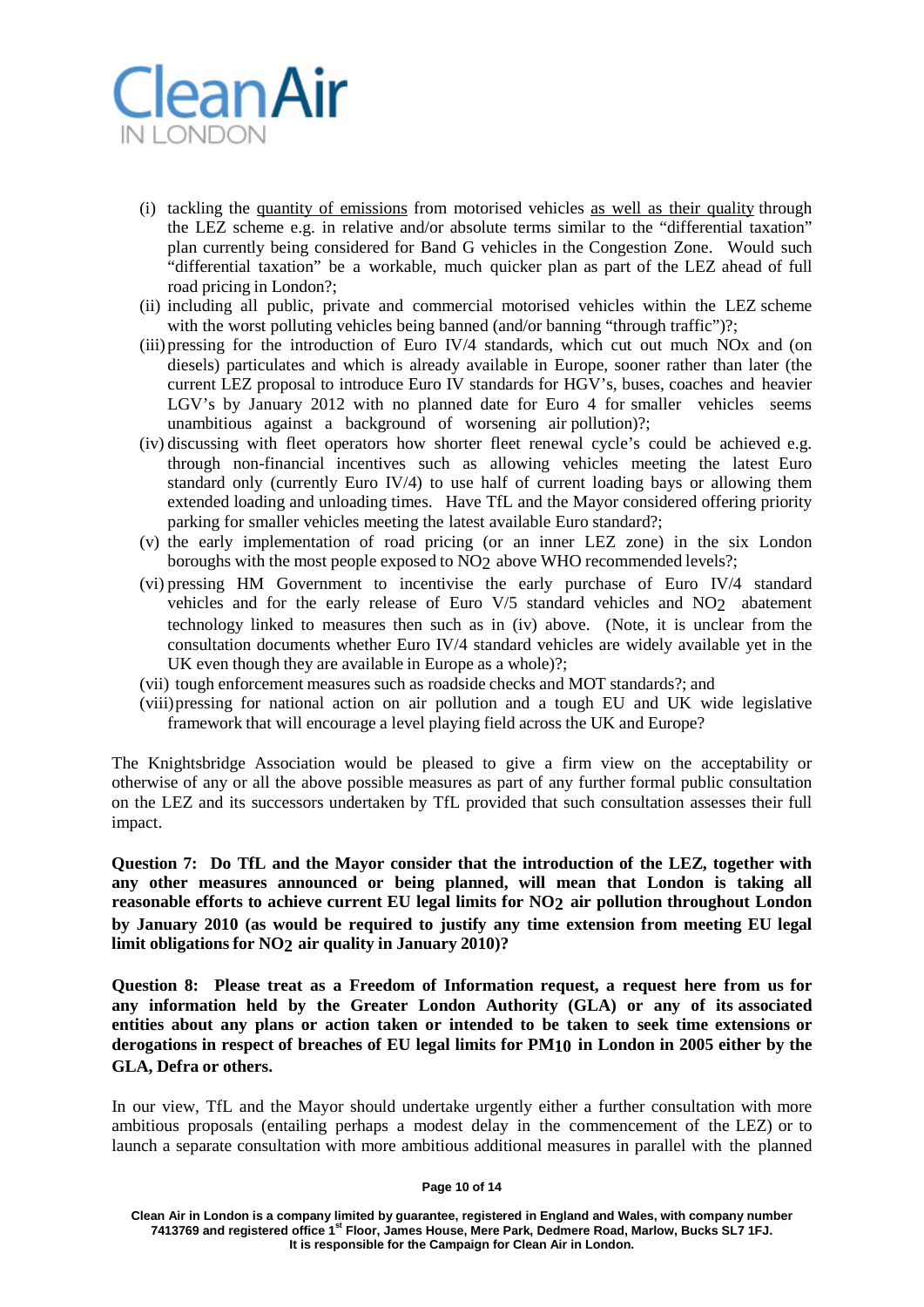(i) tackling the quantity of emissions from motorised vehicles as well as their quality through the LEZ scheme e.g. in relative and/or absolute terms similar to the "differential taxation" plan currently being considered for Band G vehicles in the Congestion Zone. Would such "differential taxation" be a workable, much quicker plan as part of the LEZ ahead of full road pricing in London?;

(ii) including all public, private and commercial motorised vehicles within the LEZ scheme with the worst polluting vehicles being banned (and/or banning "through traffic")?;

(iii) pressing for the introduction of Euro IV/4 standards, which cut out much NOx and (on diesels) particulates and which is already available in Europe, sooner rather than later (the current LEZ proposal to introduce Euro IV standards for HGV's, buses, coaches and heavier LGV's by January 2012 with no planned date for Euro 4 for smaller vehicles seems unambitious against a background of worsening air pollution)?;

(iv) discussing with fleet operators how shorter fleet renewal cycle's could be achieved e.g. through non-financial incentives such as allowing vehicles meeting the latest Euro standard only (currently Euro IV/4) to use half of current loading bays or allowing them extended loading and unloading times. Have TfL and the Mayor considered offering priority parking for smaller vehicles meeting the latest available Euro standard?;

(v) the early implementation of road pricing (or an inner LEZ zone) in the six London boroughs with the most people exposed to $NO_2$ above WHO recommended levels?;

(vi) pressing HM Government to incentivise the early purchase of Euro IV/4 standard vehicles and for the early release of Euro V/5 standard vehicles and $NO_2$ abatement technology linked to measures then such as in (iv) above. (Note, it is unclear from the consultation documents whether Euro IV/4 standard vehicles are widely available yet in the UK even though they are available in Europe as a whole)?;

(vii) tough enforcement measures such as roadside checks and MOT standards?; and

(viii) pressing for national action on air pollution and a tough EU and UK wide legislative framework that will encourage a level playing field across the UK and Europe?

The Knightsbridge Association would be pleased to give a firm view on the acceptability or otherwise of any or all the above possible measures as part of any further formal public consultation on the LEZ and its successors undertaken by TfL provided that such consultation assesses their full impact.

**Question 7: Do TfL and the Mayor consider that the introduction of the LEZ, together with any other measures announced or being planned, will mean that London is taking all reasonable efforts to achieve current EU legal limits for $NO_2$ air pollution throughout London by January 2010 (as would be required to justify any time extension from meeting EU legal limit obligations for $NO_2$ air quality in January 2010)?**

**Question 8: Please treat as a Freedom of Information request, a request here from us for any information held by the Greater London Authority (GLA) or any of its associated entities about any plans or action taken or intended to be taken to seek time extensions or derogations in respect of breaches of EU legal limits for $PM_{10}$ in London in 2005 either by the GLA, Defra or others.**

In our view, TfL and the Mayor should undertake urgently either a further consultation with more ambitious proposals (entailing perhaps a modest delay in the commencement of the LEZ) or to launch a separate consultation with more ambitious additional measures in parallel with the planned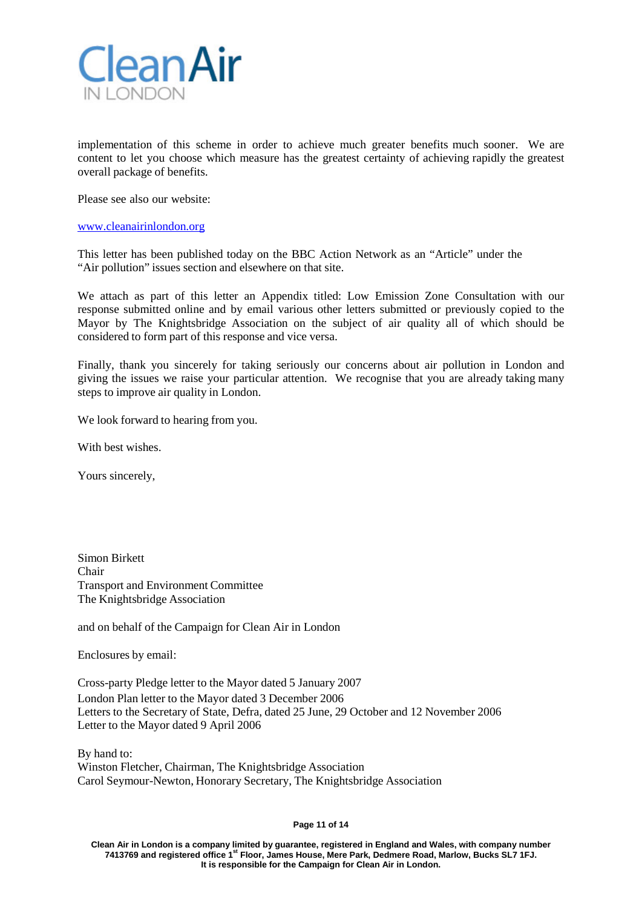implementation of this scheme in order to achieve much greater benefits much sooner. We are content to let you choose which measure has the greatest certainty of achieving rapidly the greatest overall package of benefits.

Please see also our website:

www.cleanairinlondon.org

This letter has been published today on the BBC Action Network as an "Article" under the "Air pollution" issues section and elsewhere on that site.

We attach as part of this letter an Appendix titled: Low Emission Zone Consultation with our response submitted online and by email various other letters submitted or previously copied to the Mayor by The Knightsbridge Association on the subject of air quality all of which should be considered to form part of this response and vice versa.

Finally, thank you sincerely for taking seriously our concerns about air pollution in London and giving the issues we raise your particular attention. We recognise that you are already taking many steps to improve air quality in London.

We look forward to hearing from you.

With best wishes.

Yours sincerely,

Simon Birkett
Chair
Transport and Environment Committee
The Knightsbridge Association

and on behalf of the Campaign for Clean Air in London

Enclosures by email:

Cross-party Pledge letter to the Mayor dated 5 January 2007
London Plan letter to the Mayor dated 3 December 2006
Letters to the Secretary of State, Defra, dated 25 June, 29 October and 12 November 2006
Letter to the Mayor dated 9 April 2006

By hand to:
Winston Fletcher, Chairman, The Knightsbridge Association
Carol Seymour-Newton, Honorary Secretary, The Knightsbridge Association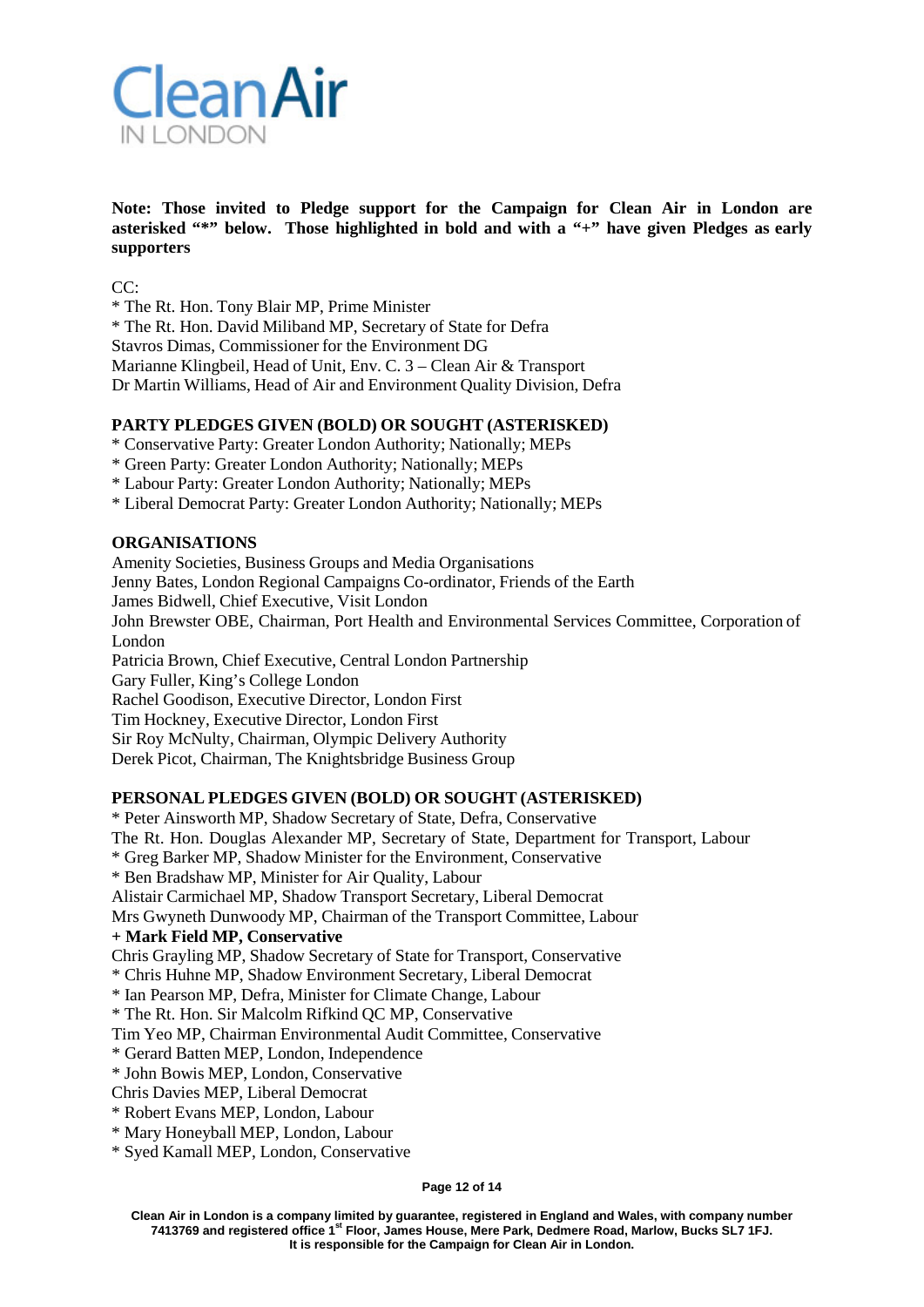# Clean Air IN LONDON

**Note: Those invited to Pledge support for the Campaign for Clean Air in London are asterisked "*" below. Those highlighted in bold and with a "+" have given Pledges as early supporters**

CC:
* The Rt. Hon. Tony Blair MP, Prime Minister
* The Rt. Hon. David Miliband MP, Secretary of State for Defra
Stavros Dimas, Commissioner for the Environment DG
Marianne Klingbeil, Head of Unit, Env. C. 3 – Clean Air & Transport
Dr Martin Williams, Head of Air and Environment Quality Division, Defra

**PARTY PLEDGES GIVEN (BOLD) OR SOUGHT (ASTERISKED)**
* Conservative Party: Greater London Authority; Nationally; MEPs
* Green Party: Greater London Authority; Nationally; MEPs
* Labour Party: Greater London Authority; Nationally; MEPs
* Liberal Democrat Party: Greater London Authority; Nationally; MEPs

**ORGANISATIONS**
Amenity Societies, Business Groups and Media Organisations
Jenny Bates, London Regional Campaigns Co-ordinator, Friends of the Earth
James Bidwell, Chief Executive, Visit London
John Brewster OBE, Chairman, Port Health and Environmental Services Committee, Corporation of London
Patricia Brown, Chief Executive, Central London Partnership
Gary Fuller, King's College London
Rachel Goodison, Executive Director, London First
Tim Hockney, Executive Director, London First
Sir Roy McNulty, Chairman, Olympic Delivery Authority
Derek Picot, Chairman, The Knightsbridge Business Group

**PERSONAL PLEDGES GIVEN (BOLD) OR SOUGHT (ASTERISKED)**
* Peter Ainsworth MP, Shadow Secretary of State, Defra, Conservative
The Rt. Hon. Douglas Alexander MP, Secretary of State, Department for Transport, Labour
* Greg Barker MP, Shadow Minister for the Environment, Conservative
* Ben Bradshaw MP, Minister for Air Quality, Labour
Alistair Carmichael MP, Shadow Transport Secretary, Liberal Democrat
Mrs Gwyneth Dunwoody MP, Chairman of the Transport Committee, Labour
**+ Mark Field MP, Conservative**
Chris Grayling MP, Shadow Secretary of State for Transport, Conservative
* Chris Huhne MP, Shadow Environment Secretary, Liberal Democrat
* Ian Pearson MP, Defra, Minister for Climate Change, Labour
* The Rt. Hon. Sir Malcolm Rifkind QC MP, Conservative
Tim Yeo MP, Chairman Environmental Audit Committee, Conservative
* Gerard Batten MEP, London, Independence
* John Bowis MEP, London, Conservative
Chris Davies MEP, Liberal Democrat
* Robert Evans MEP, London, Labour
* Mary Honeyball MEP, London, Labour
* Syed Kamall MEP, London, Conservative

Clean Air in London is a company limited by guarantee, registered in England and Wales, with company number 7413769 and registered office 1st Floor, James House, Mere Park, Dedmere Road, Marlow, Bucks SL7 1FJ. It is responsible for the Campaign for Clean Air in London.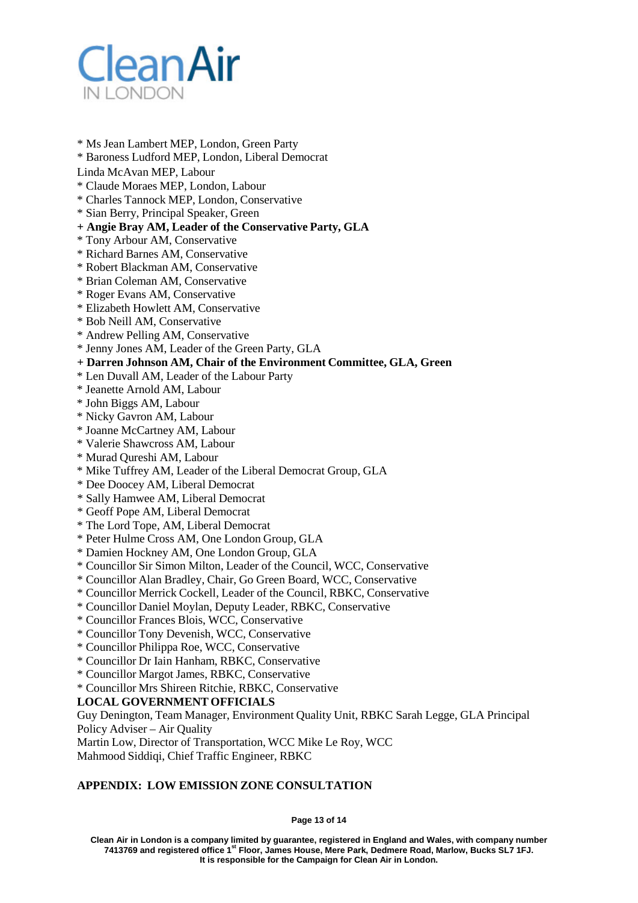* Ms Jean Lambert MEP, London, Green Party
* Baroness Ludford MEP, London, Liberal Democrat
Linda McAvan MEP, Labour
* Claude Moraes MEP, London, Labour
* Charles Tannock MEP, London, Conservative
* Sian Berry, Principal Speaker, Green
**+ Angie Bray AM, Leader of the Conservative Party, GLA**
* Tony Arbour AM, Conservative
* Richard Barnes AM, Conservative
* Robert Blackman AM, Conservative
* Brian Coleman AM, Conservative
* Roger Evans AM, Conservative
* Elizabeth Howlett AM, Conservative
* Bob Neill AM, Conservative
* Andrew Pelling AM, Conservative
* Jenny Jones AM, Leader of the Green Party, GLA
**+ Darren Johnson AM, Chair of the Environment Committee, GLA, Green**
* Len Duvall AM, Leader of the Labour Party
* Jeanette Arnold AM, Labour
* John Biggs AM, Labour
* Nicky Gavron AM, Labour
* Joanne McCartney AM, Labour
* Valerie Shawcross AM, Labour
* Murad Qureshi AM, Labour
* Mike Tuffrey AM, Leader of the Liberal Democrat Group, GLA
* Dee Doocey AM, Liberal Democrat
* Sally Hamwee AM, Liberal Democrat
* Geoff Pope AM, Liberal Democrat
* The Lord Tope, AM, Liberal Democrat
* Peter Hulme Cross AM, One London Group, GLA
* Damien Hockney AM, One London Group, GLA
* Councillor Sir Simon Milton, Leader of the Council, WCC, Conservative
* Councillor Alan Bradley, Chair, Go Green Board, WCC, Conservative
* Councillor Merrick Cockell, Leader of the Council, RBKC, Conservative
* Councillor Daniel Moylan, Deputy Leader, RBKC, Conservative
* Councillor Frances Blois, WCC, Conservative
* Councillor Tony Devenish, WCC, Conservative
* Councillor Philippa Roe, WCC, Conservative
* Councillor Dr Iain Hanham, RBKC, Conservative
* Councillor Margot James, RBKC, Conservative
* Councillor Mrs Shireen Ritchie, RBKC, Conservative

**LOCAL GOVERNMENT OFFICIALS**

Guy Denington, Team Manager, Environment Quality Unit, RBKC Sarah Legge, GLA Principal Policy Adviser – Air Quality
Martin Low, Director of Transportation, WCC Mike Le Roy, WCC
Mahmood Siddiqi, Chief Traffic Engineer, RBKC

## APPENDIX: LOW EMISSION ZONE CONSULTATION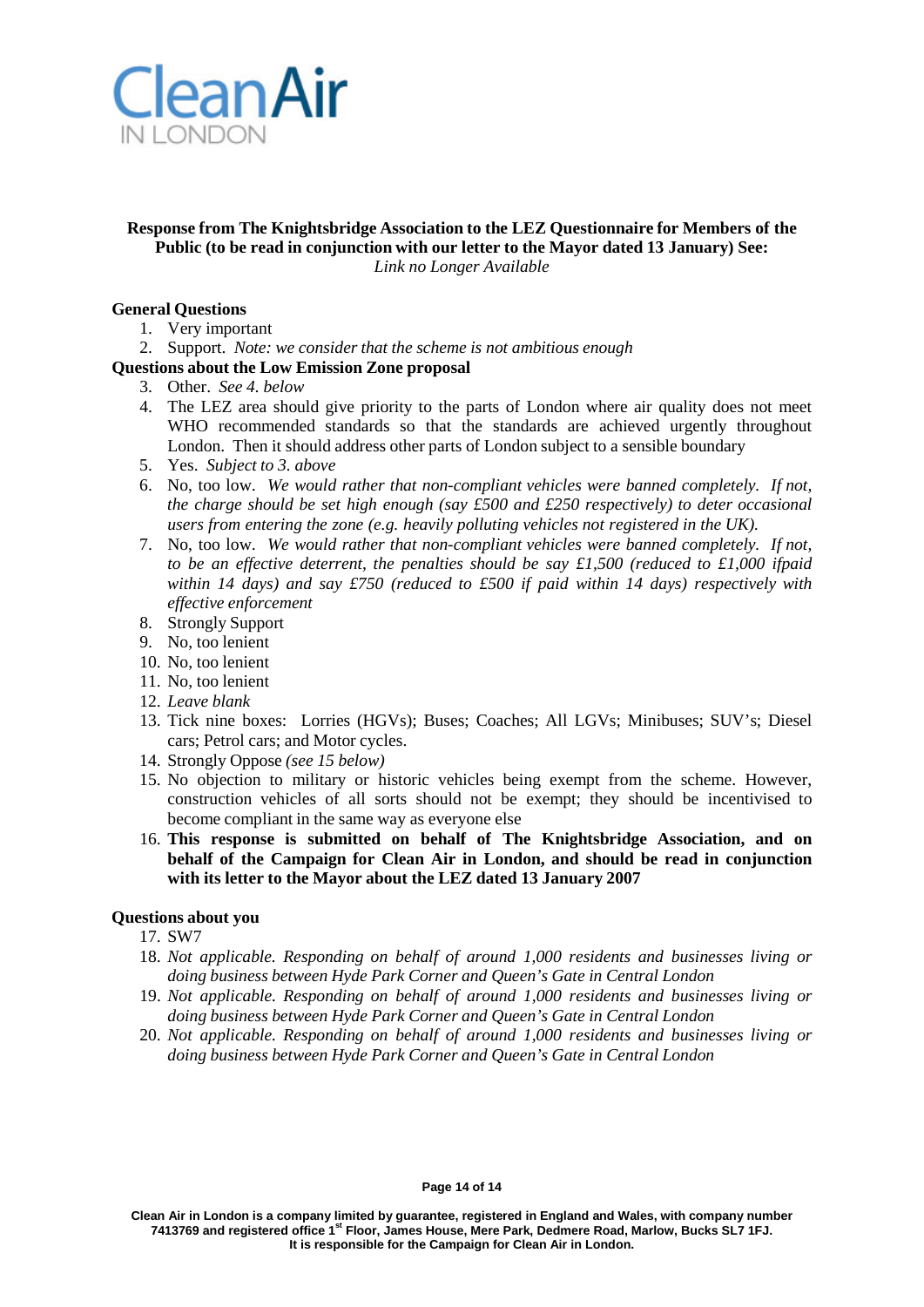**Response from The Knightsbridge Association to the LEZ Questionnaire for Members of the Public (to be read in conjunction with our letter to the Mayor dated 13 January) See:**
*Link no Longer Available*

**General Questions**

1. Very important
2. Support. *Note: we consider that the scheme is not ambitious enough*

**Questions about the Low Emission Zone proposal**

3. Other. *See 4. below*
4. The LEZ area should give priority to the parts of London where air quality does not meet WHO recommended standards so that the standards are achieved urgently throughout London. Then it should address other parts of London subject to a sensible boundary
5. Yes. *Subject to 3. above*
6. No, too low. *We would rather that non-compliant vehicles were banned completely. If not, the charge should be set high enough (say £500 and £250 respectively) to deter occasional users from entering the zone (e.g. heavily polluting vehicles not registered in the UK).*
7. No, too low. *We would rather that non-compliant vehicles were banned completely. If not, to be an effective deterrent, the penalties should be say £1,500 (reduced to £1,000 ifpaid within 14 days) and say £750 (reduced to £500 if paid within 14 days) respectively with effective enforcement*
8. Strongly Support
9. No, too lenient
10. No, too lenient
11. No, too lenient
12. *Leave blank*
13. Tick nine boxes: Lorries (HGVs); Buses; Coaches; All LGVs; Minibuses; SUV's; Diesel cars; Petrol cars; and Motor cycles.
14. Strongly Oppose *(see 15 below)*
15. No objection to military or historic vehicles being exempt from the scheme. However, construction vehicles of all sorts should not be exempt; they should be incentivised to become compliant in the same way as everyone else
16. **This response is submitted on behalf of The Knightsbridge Association, and on behalf of the Campaign for Clean Air in London, and should be read in conjunction with its letter to the Mayor about the LEZ dated 13 January 2007**

**Questions about you**

17. SW7
18. *Not applicable. Responding on behalf of around 1,000 residents and businesses living or doing business between Hyde Park Corner and Queen's Gate in Central London*
19. *Not applicable. Responding on behalf of around 1,000 residents and businesses living or doing business between Hyde Park Corner and Queen's Gate in Central London*
20. *Not applicable. Responding on behalf of around 1,000 residents and businesses living or doing business between Hyde Park Corner and Queen's Gate in Central London*